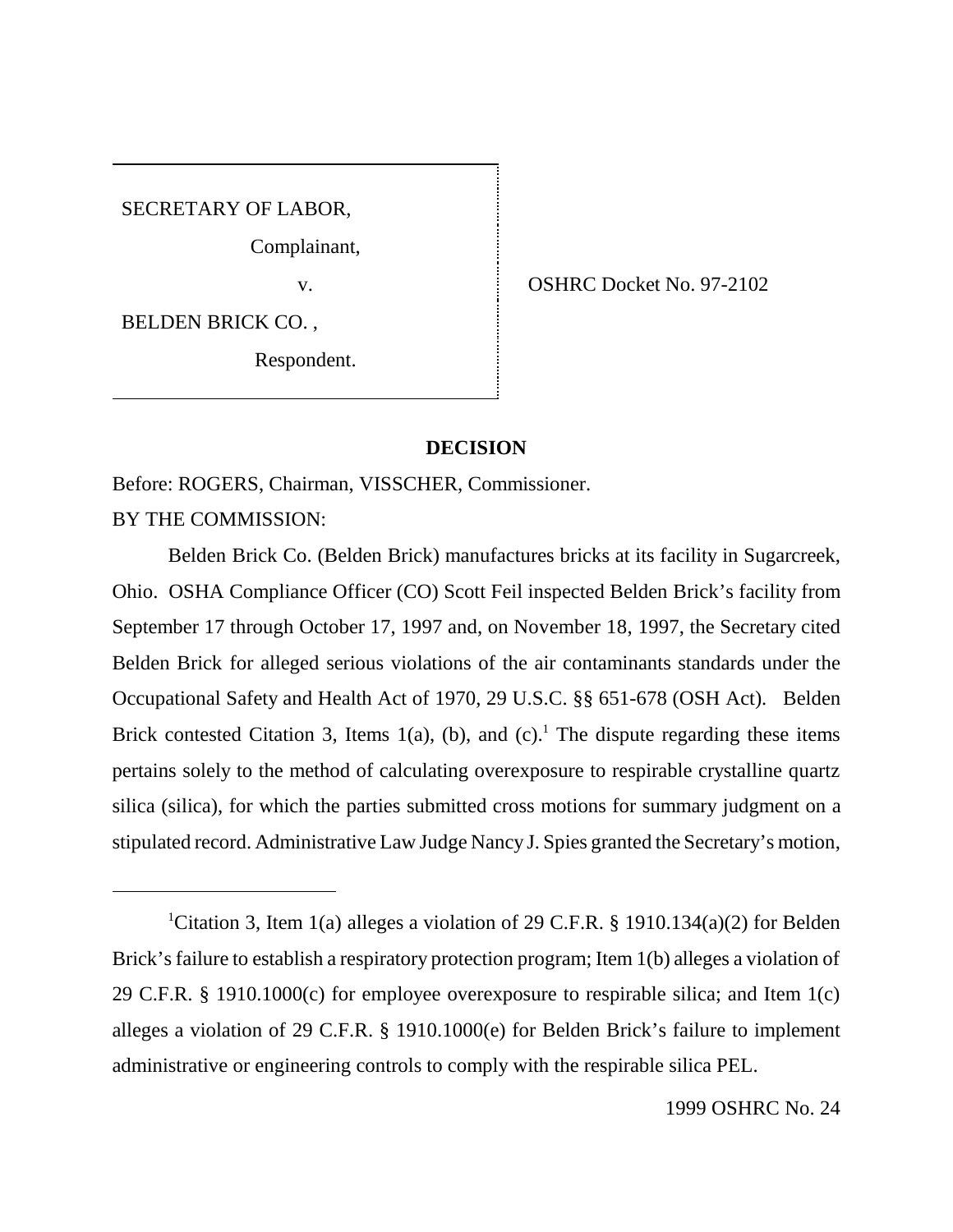SECRETARY OF LABOR,

Complainant,

v.

BELDEN BRICK CO. ,

Respondent.

OSHRC Docket No. 97-2102

## DECISION

Before: ROGERS, Chairman, VISSCHER, Commissioner.

BY THE COMMISSION:

Belden Brick Co. (Belden Brick) manufactures bricks at its facility in Sugarcreek, Ohio. OSHA Compliance Officer (CO) Scott Feil inspected Belden Brick's facility from September 17 through October 17, 1997 and, on November 18, 1997, the Secretary cited Belden Brick for alleged serious violations of the air contaminants standards under the Occupational Safety and Health Act of 1970, 29 U.S.C. §§ 651-678 (OSH Act). Belden Brick contested Citation 3, Items 1(a), (b), and (c).[1] The dispute regarding these items pertains solely to the method of calculating overexposure to respirable crystalline quartz silica (silica), for which the parties submitted cross motions for summary judgment on a stipulated record. Administrative Law Judge Nancy J. Spies granted the Secretary's motion,

---

[1]Citation 3, Item 1(a) alleges a violation of 29 C.F.R. § 1910.134(a)(2) for Belden Brick's failure to establish a respiratory protection program; Item 1(b) alleges a violation of 29 C.F.R. § 1910.1000(c) for employee overexposure to respirable silica; and Item 1(c) alleges a violation of 29 C.F.R. § 1910.1000(e) for Belden Brick's failure to implement administrative or engineering controls to comply with the respirable silica PEL.

1999 OSHRC No. 24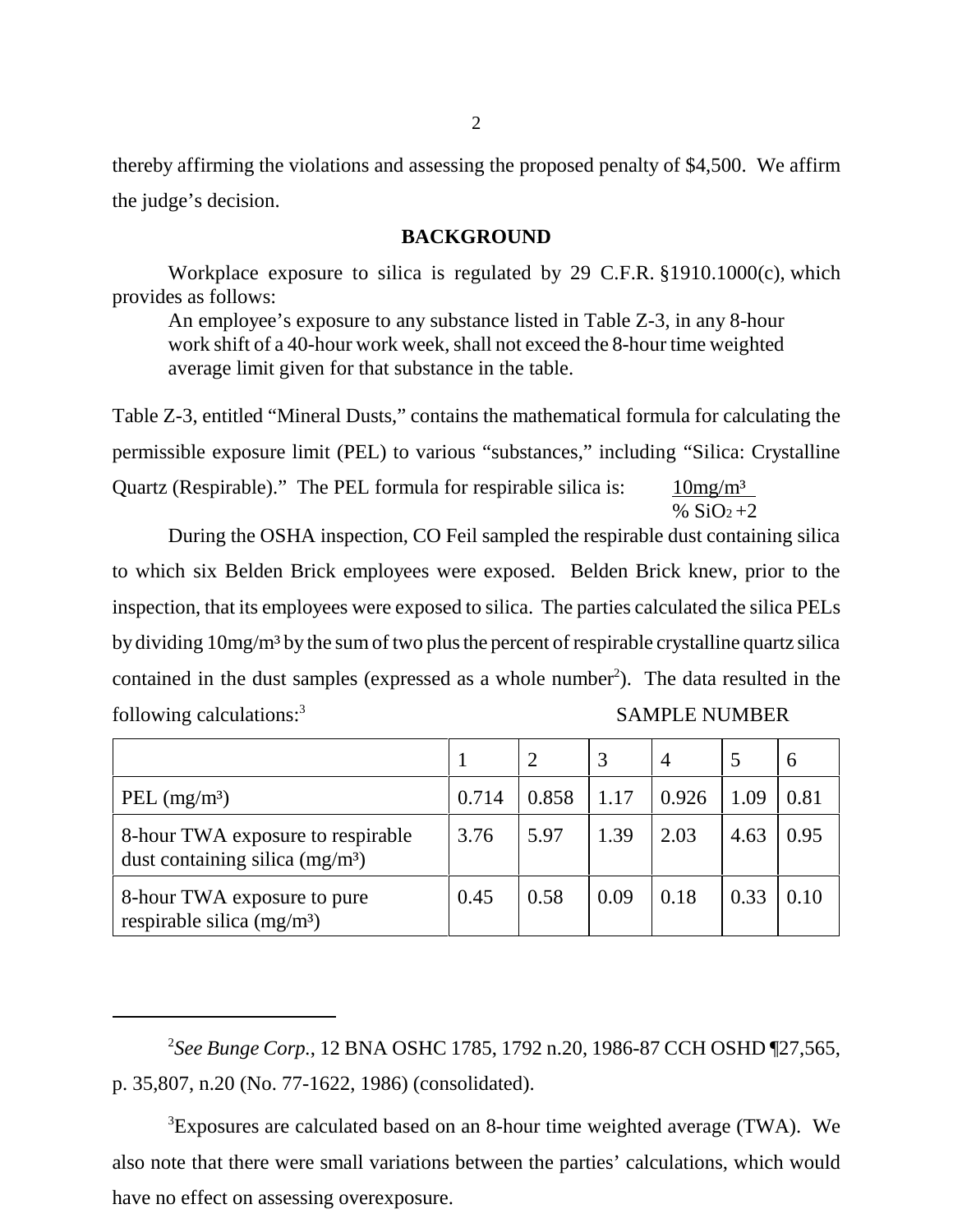thereby affirming the violations and assessing the proposed penalty of $4,500. We affirm the judge's decision.

## BACKGROUND

Workplace exposure to silica is regulated by 29 C.F.R. §1910.1000(c), which provides as follows:

> An employee's exposure to any substance listed in Table Z-3, in any 8-hour work shift of a 40-hour work week, shall not exceed the 8-hour time weighted average limit given for that substance in the table.

Table Z-3, entitled "Mineral Dusts," contains the mathematical formula for calculating the permissible exposure limit (PEL) to various "substances," including "Silica: Crystalline Quartz (Respirable)." The PEL formula for respirable silica is: $\frac{10\text{mg/m}^3}{\%\ SiO_2 + 2}$

During the OSHA inspection, CO Feil sampled the respirable dust containing silica to which six Belden Brick employees were exposed. Belden Brick knew, prior to the inspection, that its employees were exposed to silica. The parties calculated the silica PELs by dividing 10mg/m³ by the sum of two plus the percent of respirable crystalline quartz silica contained in the dust samples (expressed as a whole number[2]). The data resulted in the following calculations:[3]

| | SAMPLE NUMBER | | | | | |
|---|---|---|---|---|---|---|
| | 1 | 2 | 3 | 4 | 5 | 6 |
| PEL (mg/m³) | 0.714 | 0.858 | 1.17 | 0.926 | 1.09 | 0.81 |
| 8-hour TWA exposure to respirable dust containing silica (mg/m³) | 3.76 | 5.97 | 1.39 | 2.03 | 4.63 | 0.95 |
| 8-hour TWA exposure to pure respirable silica (mg/m³) | 0.45 | 0.58 | 0.09 | 0.18 | 0.33 | 0.10 |

---

[2] *See Bunge Corp.*, 12 BNA OSHC 1785, 1792 n.20, 1986-87 CCH OSHD ¶27,565, p. 35,807, n.20 (No. 77-1622, 1986) (consolidated).

[3] Exposures are calculated based on an 8-hour time weighted average (TWA). We also note that there were small variations between the parties' calculations, which would have no effect on assessing overexposure.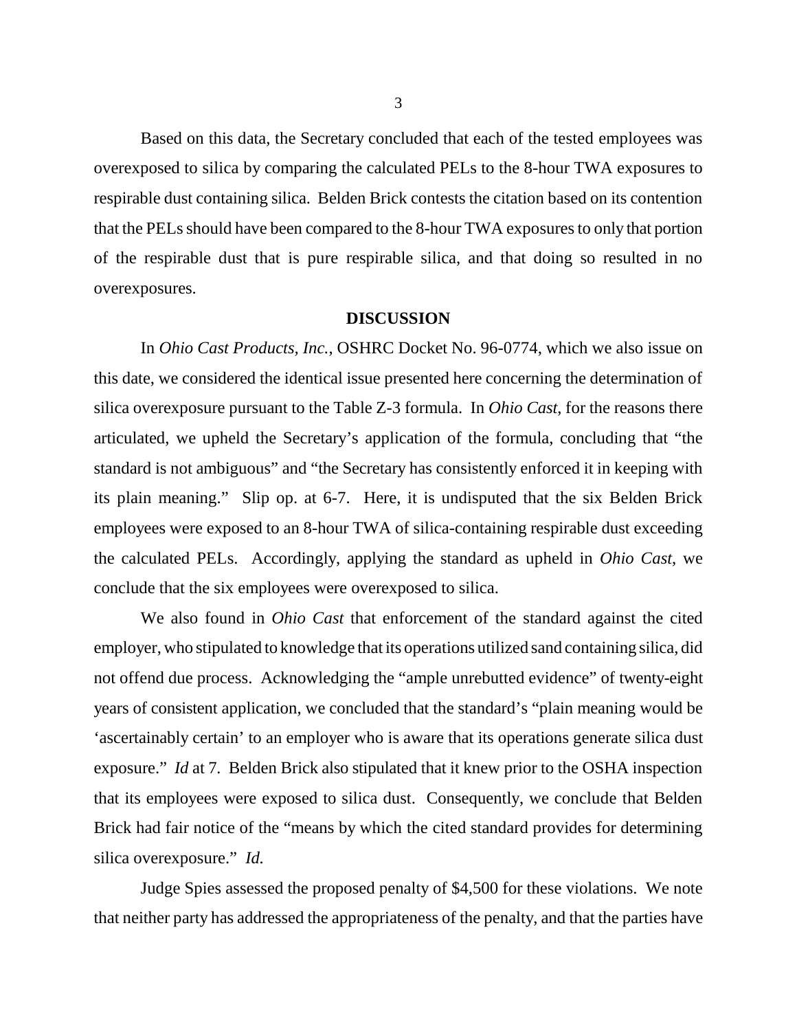Based on this data, the Secretary concluded that each of the tested employees was overexposed to silica by comparing the calculated PELs to the 8-hour TWA exposures to respirable dust containing silica. Belden Brick contests the citation based on its contention that the PELs should have been compared to the 8-hour TWA exposures to only that portion of the respirable dust that is pure respirable silica, and that doing so resulted in no overexposures.

## DISCUSSION

In *Ohio Cast Products, Inc.*, OSHRC Docket No. 96-0774, which we also issue on this date, we considered the identical issue presented here concerning the determination of silica overexposure pursuant to the Table Z-3 formula. In *Ohio Cast*, for the reasons there articulated, we upheld the Secretary's application of the formula, concluding that "the standard is not ambiguous" and "the Secretary has consistently enforced it in keeping with its plain meaning." Slip op. at 6-7. Here, it is undisputed that the six Belden Brick employees were exposed to an 8-hour TWA of silica-containing respirable dust exceeding the calculated PELs. Accordingly, applying the standard as upheld in *Ohio Cast*, we conclude that the six employees were overexposed to silica.

We also found in *Ohio Cast* that enforcement of the standard against the cited employer, who stipulated to knowledge that its operations utilized sand containing silica, did not offend due process. Acknowledging the "ample unrebutted evidence" of twenty-eight years of consistent application, we concluded that the standard's "plain meaning would be 'ascertainably certain' to an employer who is aware that its operations generate silica dust exposure." *Id* at 7. Belden Brick also stipulated that it knew prior to the OSHA inspection that its employees were exposed to silica dust. Consequently, we conclude that Belden Brick had fair notice of the "means by which the cited standard provides for determining silica overexposure." *Id.*

Judge Spies assessed the proposed penalty of $4,500 for these violations. We note that neither party has addressed the appropriateness of the penalty, and that the parties have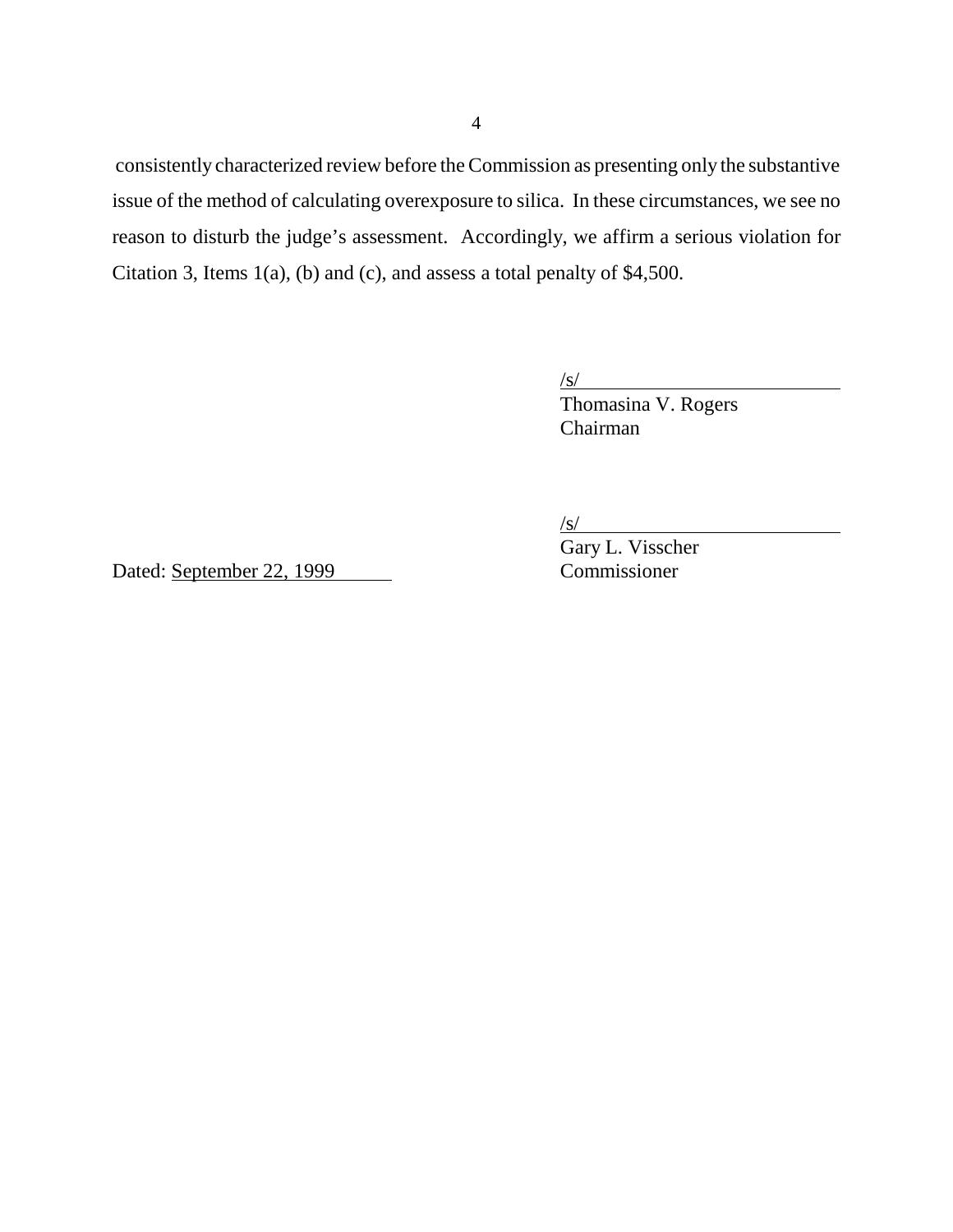consistently characterized review before the Commission as presenting only the substantive issue of the method of calculating overexposure to silica. In these circumstances, we see no reason to disturb the judge's assessment. Accordingly, we affirm a serious violation for Citation 3, Items 1(a), (b) and (c), and assess a total penalty of $4,500.

/s/
Thomasina V. Rogers
Chairman

/s/
Gary L. Visscher
Commissioner

Dated: September 22, 1999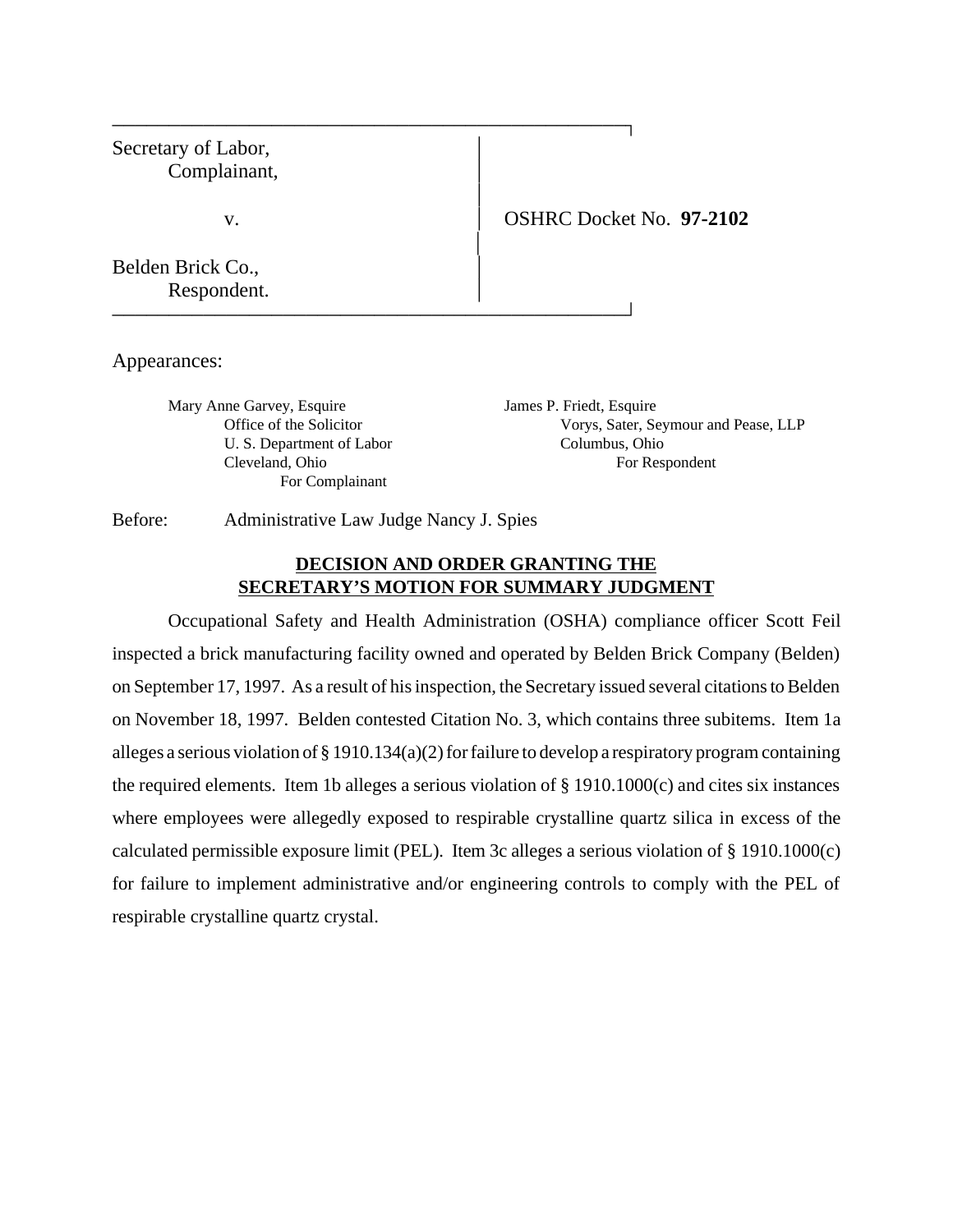| | |
|---|---|
| Secretary of Labor,<br>Complainant,<br><br>v.<br><br>Belden Brick Co.,<br>Respondent. | OSHRC Docket No. **97-2102** |

Appearances:

Mary Anne Garvey, Esquire
Office of the Solicitor
U. S. Department of Labor
Cleveland, Ohio
For Complainant

James P. Friedt, Esquire
Vorys, Sater, Seymour and Pease, LLP
Columbus, Ohio
For Respondent

Before: Administrative Law Judge Nancy J. Spies

## DECISION AND ORDER GRANTING THE SECRETARY'S MOTION FOR SUMMARY JUDGMENT

Occupational Safety and Health Administration (OSHA) compliance officer Scott Feil inspected a brick manufacturing facility owned and operated by Belden Brick Company (Belden) on September 17, 1997. As a result of his inspection, the Secretary issued several citations to Belden on November 18, 1997. Belden contested Citation No. 3, which contains three subitems. Item 1a alleges a serious violation of § 1910.134(a)(2) for failure to develop a respiratory program containing the required elements. Item 1b alleges a serious violation of § 1910.1000(c) and cites six instances where employees were allegedly exposed to respirable crystalline quartz silica in excess of the calculated permissible exposure limit (PEL). Item 3c alleges a serious violation of § 1910.1000(c) for failure to implement administrative and/or engineering controls to comply with the PEL of respirable crystalline quartz crystal.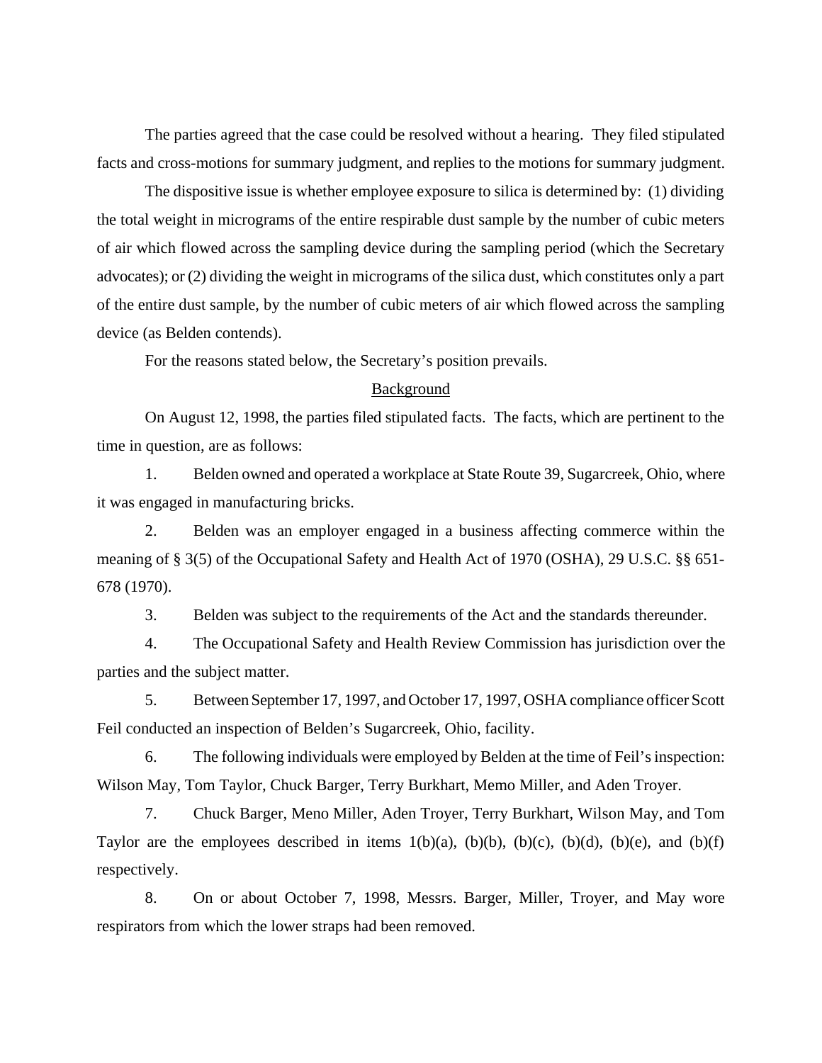The parties agreed that the case could be resolved without a hearing. They filed stipulated facts and cross-motions for summary judgment, and replies to the motions for summary judgment.

The dispositive issue is whether employee exposure to silica is determined by: (1) dividing the total weight in micrograms of the entire respirable dust sample by the number of cubic meters of air which flowed across the sampling device during the sampling period (which the Secretary advocates); or (2) dividing the weight in micrograms of the silica dust, which constitutes only a part of the entire dust sample, by the number of cubic meters of air which flowed across the sampling device (as Belden contends).

For the reasons stated below, the Secretary's position prevails.

## Background

On August 12, 1998, the parties filed stipulated facts. The facts, which are pertinent to the time in question, are as follows:

1. Belden owned and operated a workplace at State Route 39, Sugarcreek, Ohio, where it was engaged in manufacturing bricks.

2. Belden was an employer engaged in a business affecting commerce within the meaning of § 3(5) of the Occupational Safety and Health Act of 1970 (OSHA), 29 U.S.C. §§ 651-678 (1970).

3. Belden was subject to the requirements of the Act and the standards thereunder.

4. The Occupational Safety and Health Review Commission has jurisdiction over the parties and the subject matter.

5. Between September 17, 1997, and October 17, 1997, OSHA compliance officer Scott Feil conducted an inspection of Belden's Sugarcreek, Ohio, facility.

6. The following individuals were employed by Belden at the time of Feil's inspection: Wilson May, Tom Taylor, Chuck Barger, Terry Burkhart, Memo Miller, and Aden Troyer.

7. Chuck Barger, Meno Miller, Aden Troyer, Terry Burkhart, Wilson May, and Tom Taylor are the employees described in items 1(b)(a), (b)(b), (b)(c), (b)(d), (b)(e), and (b)(f) respectively.

8. On or about October 7, 1998, Messrs. Barger, Miller, Troyer, and May wore respirators from which the lower straps had been removed.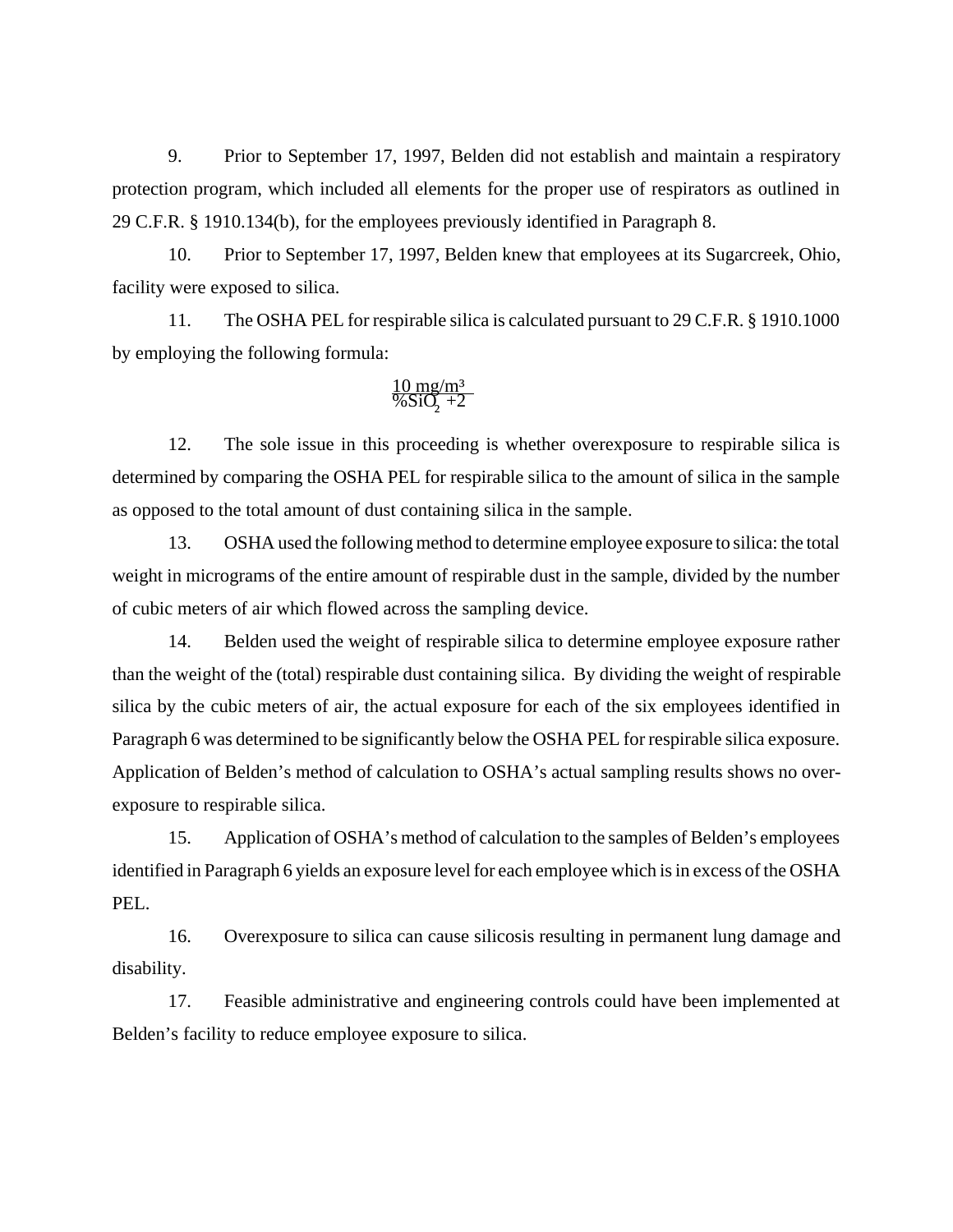9. Prior to September 17, 1997, Belden did not establish and maintain a respiratory protection program, which included all elements for the proper use of respirators as outlined in 29 C.F.R. § 1910.134(b), for the employees previously identified in Paragraph 8.

10. Prior to September 17, 1997, Belden knew that employees at its Sugarcreek, Ohio, facility were exposed to silica.

11. The OSHA PEL for respirable silica is calculated pursuant to 29 C.F.R. § 1910.1000 by employing the following formula:

$$\frac{10 \text{ mg/m}^3}{\%SiO_2 + 2}$$

12. The sole issue in this proceeding is whether overexposure to respirable silica is determined by comparing the OSHA PEL for respirable silica to the amount of silica in the sample as opposed to the total amount of dust containing silica in the sample.

13. OSHA used the following method to determine employee exposure to silica: the total weight in micrograms of the entire amount of respirable dust in the sample, divided by the number of cubic meters of air which flowed across the sampling device.

14. Belden used the weight of respirable silica to determine employee exposure rather than the weight of the (total) respirable dust containing silica. By dividing the weight of respirable silica by the cubic meters of air, the actual exposure for each of the six employees identified in Paragraph 6 was determined to be significantly below the OSHA PEL for respirable silica exposure. Application of Belden's method of calculation to OSHA's actual sampling results shows no over-exposure to respirable silica.

15. Application of OSHA's method of calculation to the samples of Belden's employees identified in Paragraph 6 yields an exposure level for each employee which is in excess of the OSHA PEL.

16. Overexposure to silica can cause silicosis resulting in permanent lung damage and disability.

17. Feasible administrative and engineering controls could have been implemented at Belden's facility to reduce employee exposure to silica.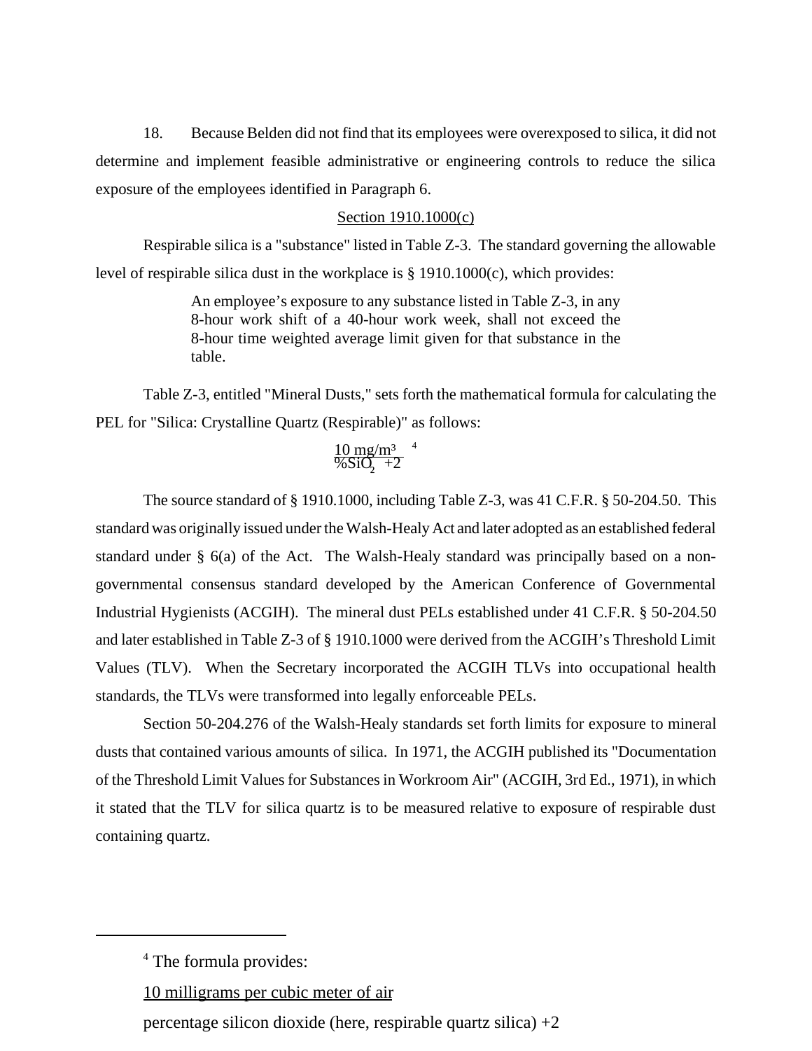18. Because Belden did not find that its employees were overexposed to silica, it did not determine and implement feasible administrative or engineering controls to reduce the silica exposure of the employees identified in Paragraph 6.

Section 1910.1000(c)

Respirable silica is a "substance" listed in Table Z-3. The standard governing the allowable level of respirable silica dust in the workplace is § 1910.1000(c), which provides:

> An employee's exposure to any substance listed in Table Z-3, in any 8-hour work shift of a 40-hour work week, shall not exceed the 8-hour time weighted average limit given for that substance in the table.

Table Z-3, entitled "Mineral Dusts," sets forth the mathematical formula for calculating the PEL for "Silica: Crystalline Quartz (Respirable)" as follows:

$$\frac{10\ mg/m^3}{\%SiO_2 + 2}$$ [4]

The source standard of § 1910.1000, including Table Z-3, was 41 C.F.R. § 50-204.50. This standard was originally issued under the Walsh-Healy Act and later adopted as an established federal standard under § 6(a) of the Act. The Walsh-Healy standard was principally based on a non-governmental consensus standard developed by the American Conference of Governmental Industrial Hygienists (ACGIH). The mineral dust PELs established under 41 C.F.R. § 50-204.50 and later established in Table Z-3 of § 1910.1000 were derived from the ACGIH's Threshold Limit Values (TLV). When the Secretary incorporated the ACGIH TLVs into occupational health standards, the TLVs were transformed into legally enforceable PELs.

Section 50-204.276 of the Walsh-Healy standards set forth limits for exposure to mineral dusts that contained various amounts of silica. In 1971, the ACGIH published its "Documentation of the Threshold Limit Values for Substances in Workroom Air" (ACGIH, 3rd Ed., 1971), in which it stated that the TLV for silica quartz is to be measured relative to exposure of respirable dust containing quartz.

---

[4] The formula provides:

10 milligrams per cubic meter of air

percentage silicon dioxide (here, respirable quartz silica) +2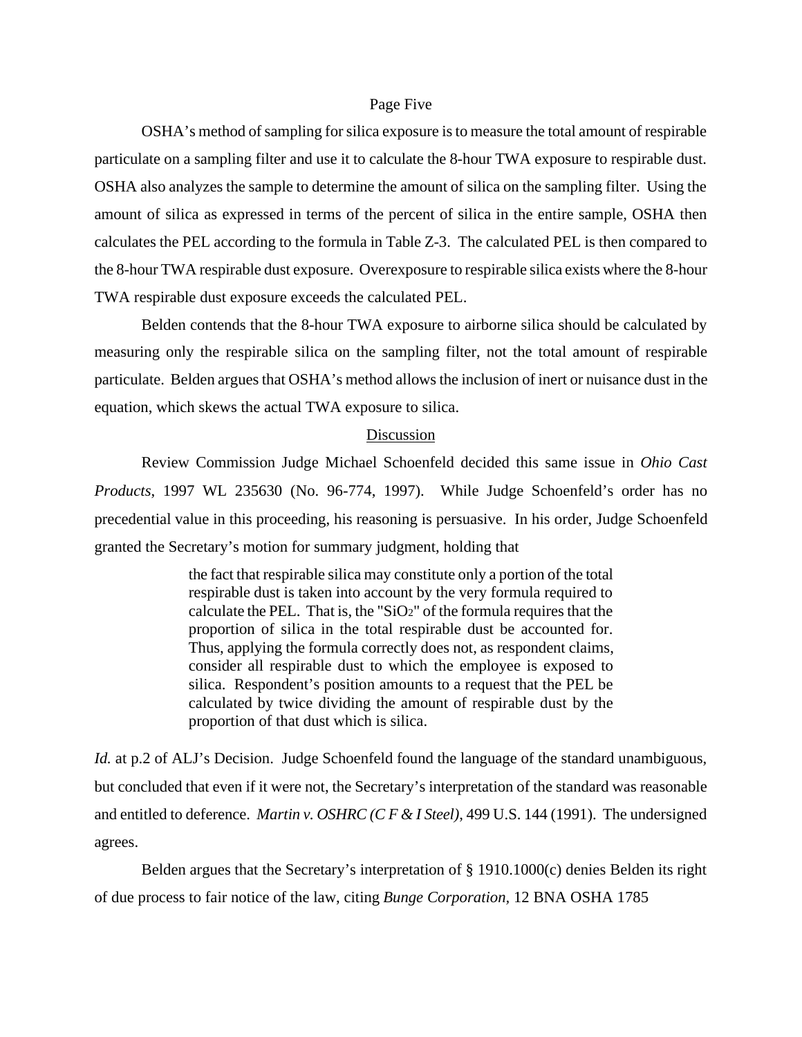OSHA's method of sampling for silica exposure is to measure the total amount of respirable particulate on a sampling filter and use it to calculate the 8-hour TWA exposure to respirable dust. OSHA also analyzes the sample to determine the amount of silica on the sampling filter. Using the amount of silica as expressed in terms of the percent of silica in the entire sample, OSHA then calculates the PEL according to the formula in Table Z-3. The calculated PEL is then compared to the 8-hour TWA respirable dust exposure. Overexposure to respirable silica exists where the 8-hour TWA respirable dust exposure exceeds the calculated PEL.

Belden contends that the 8-hour TWA exposure to airborne silica should be calculated by measuring only the respirable silica on the sampling filter, not the total amount of respirable particulate. Belden argues that OSHA's method allows the inclusion of inert or nuisance dust in the equation, which skews the actual TWA exposure to silica.

## Discussion

Review Commission Judge Michael Schoenfeld decided this same issue in *Ohio Cast Products*, 1997 WL 235630 (No. 96-774, 1997). While Judge Schoenfeld's order has no precedential value in this proceeding, his reasoning is persuasive. In his order, Judge Schoenfeld granted the Secretary's motion for summary judgment, holding that

> the fact that respirable silica may constitute only a portion of the total respirable dust is taken into account by the very formula required to calculate the PEL. That is, the "$SiO_2$" of the formula requires that the proportion of silica in the total respirable dust be accounted for. Thus, applying the formula correctly does not, as respondent claims, consider all respirable dust to which the employee is exposed to silica. Respondent's position amounts to a request that the PEL be calculated by twice dividing the amount of respirable dust by the proportion of that dust which is silica.

*Id.* at p.2 of ALJ's Decision. Judge Schoenfeld found the language of the standard unambiguous, but concluded that even if it were not, the Secretary's interpretation of the standard was reasonable and entitled to deference. *Martin v. OSHRC (C F & I Steel)*, 499 U.S. 144 (1991). The undersigned agrees.

Belden argues that the Secretary's interpretation of § 1910.1000(c) denies Belden its right of due process to fair notice of the law, citing *Bunge Corporation*, 12 BNA OSHA 1785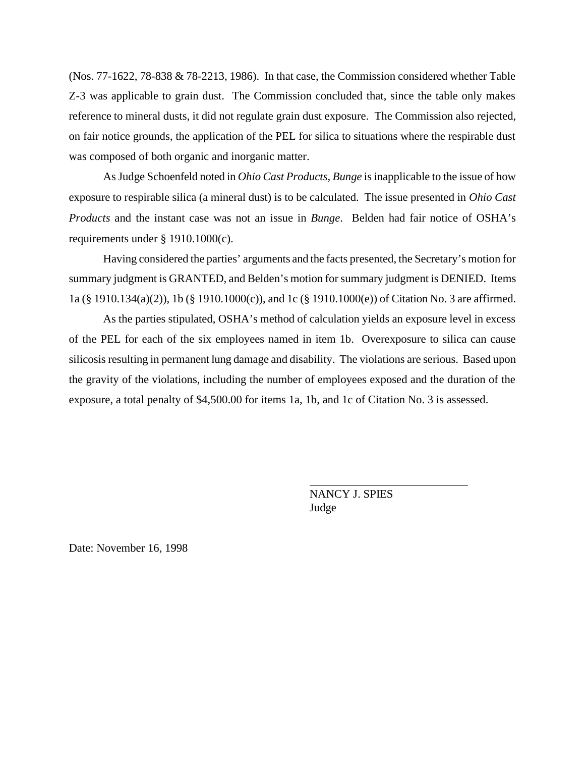(Nos. 77-1622, 78-838 & 78-2213, 1986). In that case, the Commission considered whether Table Z-3 was applicable to grain dust. The Commission concluded that, since the table only makes reference to mineral dusts, it did not regulate grain dust exposure. The Commission also rejected, on fair notice grounds, the application of the PEL for silica to situations where the respirable dust was composed of both organic and inorganic matter.

As Judge Schoenfeld noted in *Ohio Cast Products*, *Bunge* is inapplicable to the issue of how exposure to respirable silica (a mineral dust) is to be calculated. The issue presented in *Ohio Cast Products* and the instant case was not an issue in *Bunge*. Belden had fair notice of OSHA's requirements under § 1910.1000(c).

Having considered the parties' arguments and the facts presented, the Secretary's motion for summary judgment is GRANTED, and Belden's motion for summary judgment is DENIED. Items 1a (§ 1910.134(a)(2)), 1b (§ 1910.1000(c)), and 1c (§ 1910.1000(e)) of Citation No. 3 are affirmed.

As the parties stipulated, OSHA's method of calculation yields an exposure level in excess of the PEL for each of the six employees named in item 1b. Overexposure to silica can cause silicosis resulting in permanent lung damage and disability. The violations are serious. Based upon the gravity of the violations, including the number of employees exposed and the duration of the exposure, a total penalty of $4,500.00 for items 1a, 1b, and 1c of Citation No. 3 is assessed.

NANCY J. SPIES
Judge

Date: November 16, 1998